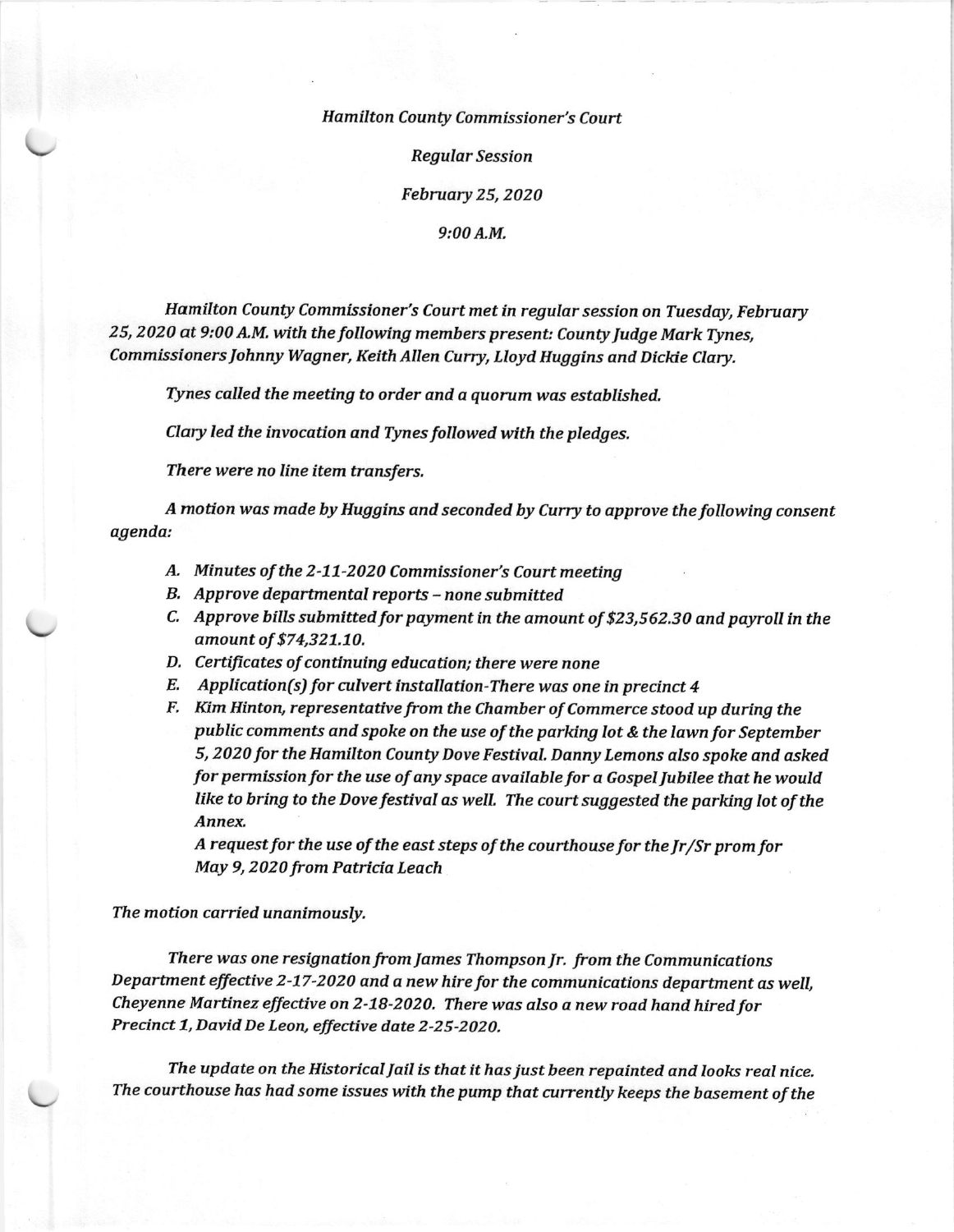*Hamilton County Commissioner's Court*

*Regular Session*

*February 25, 2020*

*9:00 A.M.*

*Hamilton County Commissioner's Court met in regular session on Tuesday, February 25, 2020 at 9:00 A.M. with the following members present: County Judge Mark Tynes, Commissioners Johnny Wagner, Keith Allen Curry, Lloyd Huggins and Dickie Clary.*

*Tynes called the meeting to order and a quorum was established.*

*Clary led the invocation and Tynes followed with the pledges.*

*There were no line item transfers.*

*A motion was made by Huggins and seconded by Curry to approve the following consent agenda:*

A. *Minutes of the 2-11-2020 Commissioner's Court meeting*
B. *Approve departmental reports – none submitted*
C. *Approve bills submitted for payment in the amount of $23,562.30 and payroll in the amount of $74,321.10.*
D. *Certificates of continuing education; there were none*
E. *Application(s) for culvert installation-There was one in precinct 4*
F. *Kim Hinton, representative from the Chamber of Commerce stood up during the public comments and spoke on the use of the parking lot & the lawn for September 5, 2020 for the Hamilton County Dove Festival. Danny Lemons also spoke and asked for permission for the use of any space available for a Gospel Jubilee that he would like to bring to the Dove festival as well. The court suggested the parking lot of the Annex.*

   *A request for the use of the east steps of the courthouse for the Jr/Sr prom for May 9, 2020 from Patricia Leach*

*The motion carried unanimously.*

*There was one resignation from James Thompson Jr. from the Communications Department effective 2-17-2020 and a new hire for the communications department as well, Cheyenne Martinez effective on 2-18-2020. There was also a new road hand hired for Precinct 1, David De Leon, effective date 2-25-2020.*

*The update on the Historical Jail is that it has just been repainted and looks real nice. The courthouse has had some issues with the pump that currently keeps the basement of the*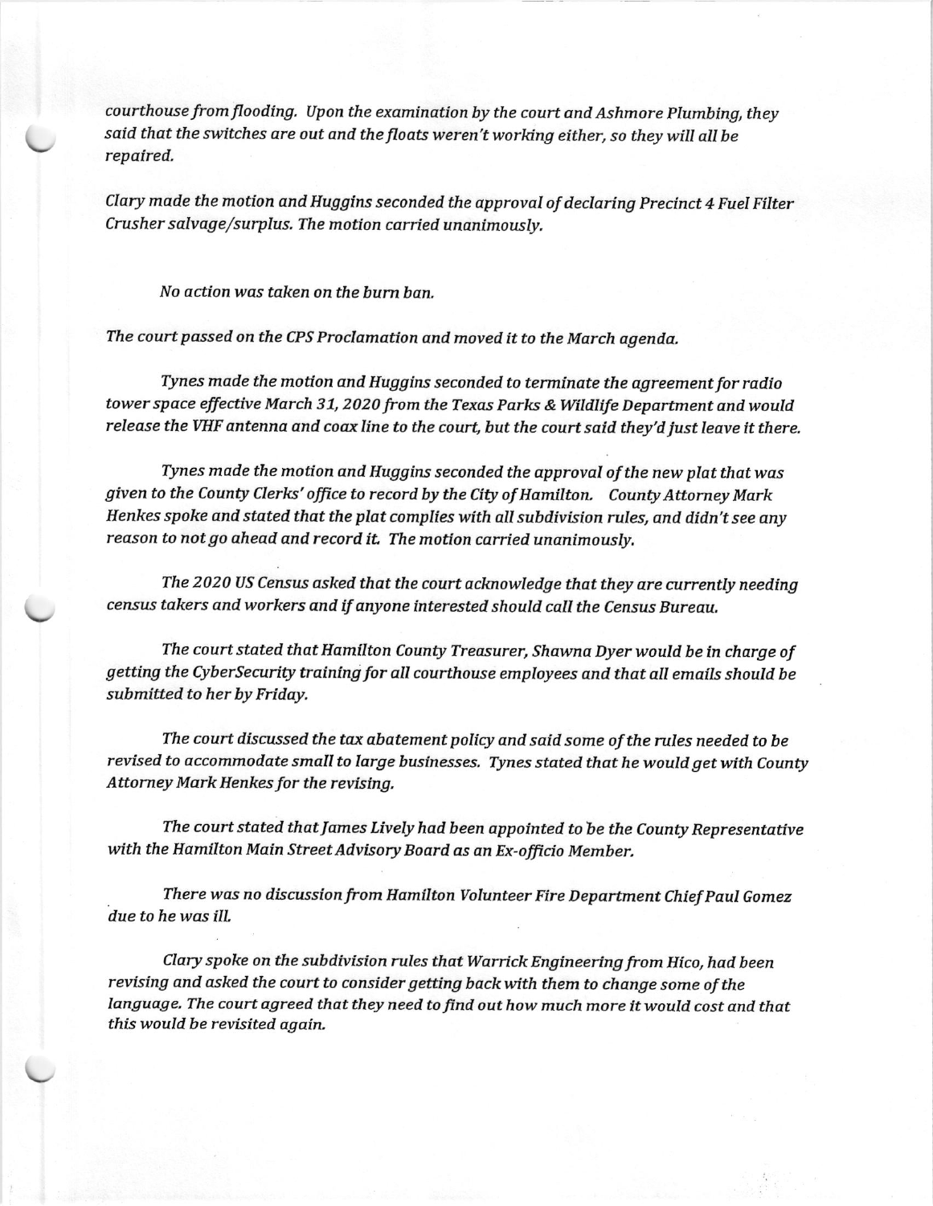*courthouse from flooding. Upon the examination by the court and Ashmore Plumbing, they said that the switches are out and the floats weren't working either, so they will all be repaired.*

*Clary made the motion and Huggins seconded the approval of declaring Precinct 4 Fuel Filter Crusher salvage/surplus. The motion carried unanimously.*

*No action was taken on the burn ban.*

*The court passed on the CPS Proclamation and moved it to the March agenda.*

*Tynes made the motion and Huggins seconded to terminate the agreement for radio tower space effective March 31, 2020 from the Texas Parks & Wildlife Department and would release the VHF antenna and coax line to the court, but the court said they'd just leave it there.*

*Tynes made the motion and Huggins seconded the approval of the new plat that was given to the County Clerks' office to record by the City of Hamilton. County Attorney Mark Henkes spoke and stated that the plat complies with all subdivision rules, and didn't see any reason to not go ahead and record it. The motion carried unanimously.*

*The 2020 US Census asked that the court acknowledge that they are currently needing census takers and workers and if anyone interested should call the Census Bureau.*

*The court stated that Hamilton County Treasurer, Shawna Dyer would be in charge of getting the CyberSecurity training for all courthouse employees and that all emails should be submitted to her by Friday.*

*The court discussed the tax abatement policy and said some of the rules needed to be revised to accommodate small to large businesses. Tynes stated that he would get with County Attorney Mark Henkes for the revising.*

*The court stated that James Lively had been appointed to be the County Representative with the Hamilton Main Street Advisory Board as an Ex-officio Member.*

*There was no discussion from Hamilton Volunteer Fire Department Chief Paul Gomez due to he was ill.*

*Clary spoke on the subdivision rules that Warrick Engineering from Hico, had been revising and asked the court to consider getting back with them to change some of the language. The court agreed that they need to find out how much more it would cost and that this would be revisited again.*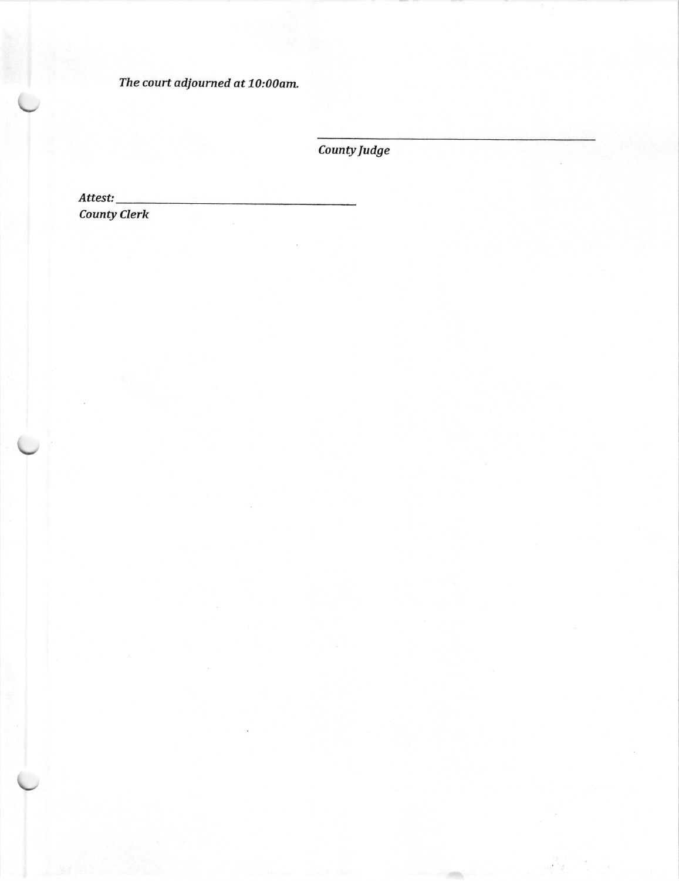*The court adjourned at 10:00am.*

\_\_\_\_\_\_\_\_\_\_\_\_\_\_\_\_\_\_\_\_\_\_\_\_\_\_\_\_\_\_\_\_\_\_\_\_\_\_\_\_
*County Judge*

*Attest:* \_\_\_\_\_\_\_\_\_\_\_\_\_\_\_\_\_\_\_\_\_\_\_\_\_\_\_\_\_\_\_\_\_\_\_\_\_\_\_\_
*County Clerk*